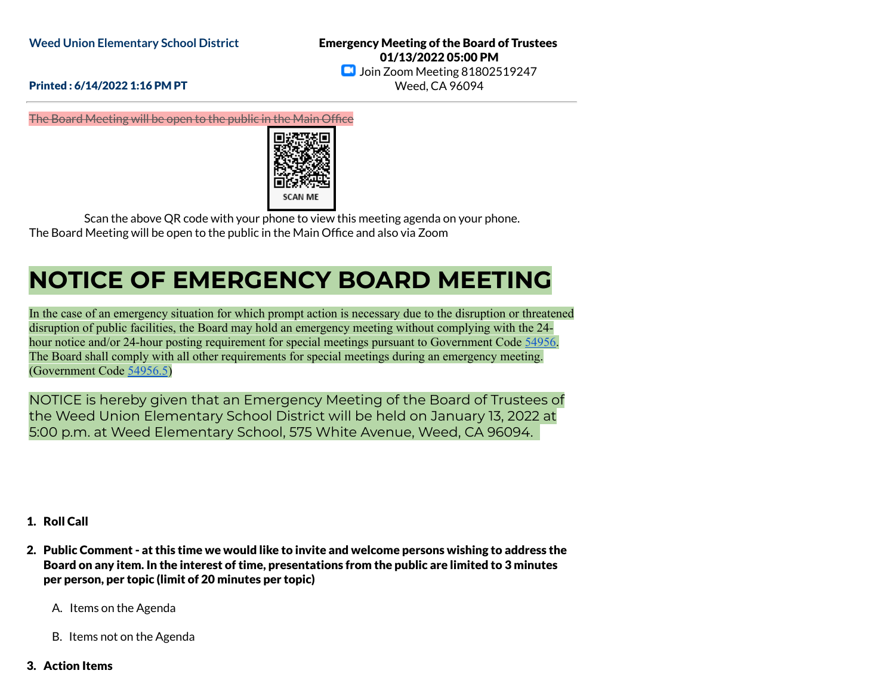Weed Union Elementary School District

**Emergency Meeting of the Board of Trustees**
**01/13/2022 05:00 PM**
Join Zoom Meeting 81802519247
Weed, CA 96094

**Printed : 6/14/2022 1:16 PM PT**

~~The Board Meeting will be open to the public in the Main Office~~

SCAN ME

Scan the above QR code with your phone to view this meeting agenda on your phone.

The Board Meeting will be open to the public in the Main Office and also via Zoom

# NOTICE OF EMERGENCY BOARD MEETING

In the case of an emergency situation for which prompt action is necessary due to the disruption or threatened disruption of public facilities, the Board may hold an emergency meeting without complying with the 24-hour notice and/or 24-hour posting requirement for special meetings pursuant to Government Code 54956. The Board shall comply with all other requirements for special meetings during an emergency meeting. (Government Code 54956.5)

NOTICE is hereby given that an Emergency Meeting of the Board of Trustees of the Weed Union Elementary School District will be held on January 13, 2022 at 5:00 p.m. at Weed Elementary School, 575 White Avenue, Weed, CA 96094.

1. **Roll Call**
2. **Public Comment - at this time we would like to invite and welcome persons wishing to address the Board on any item. In the interest of time, presentations from the public are limited to 3 minutes per person, per topic (limit of 20 minutes per topic)**
   A. Items on the Agenda
   B. Items not on the Agenda
3. **Action Items**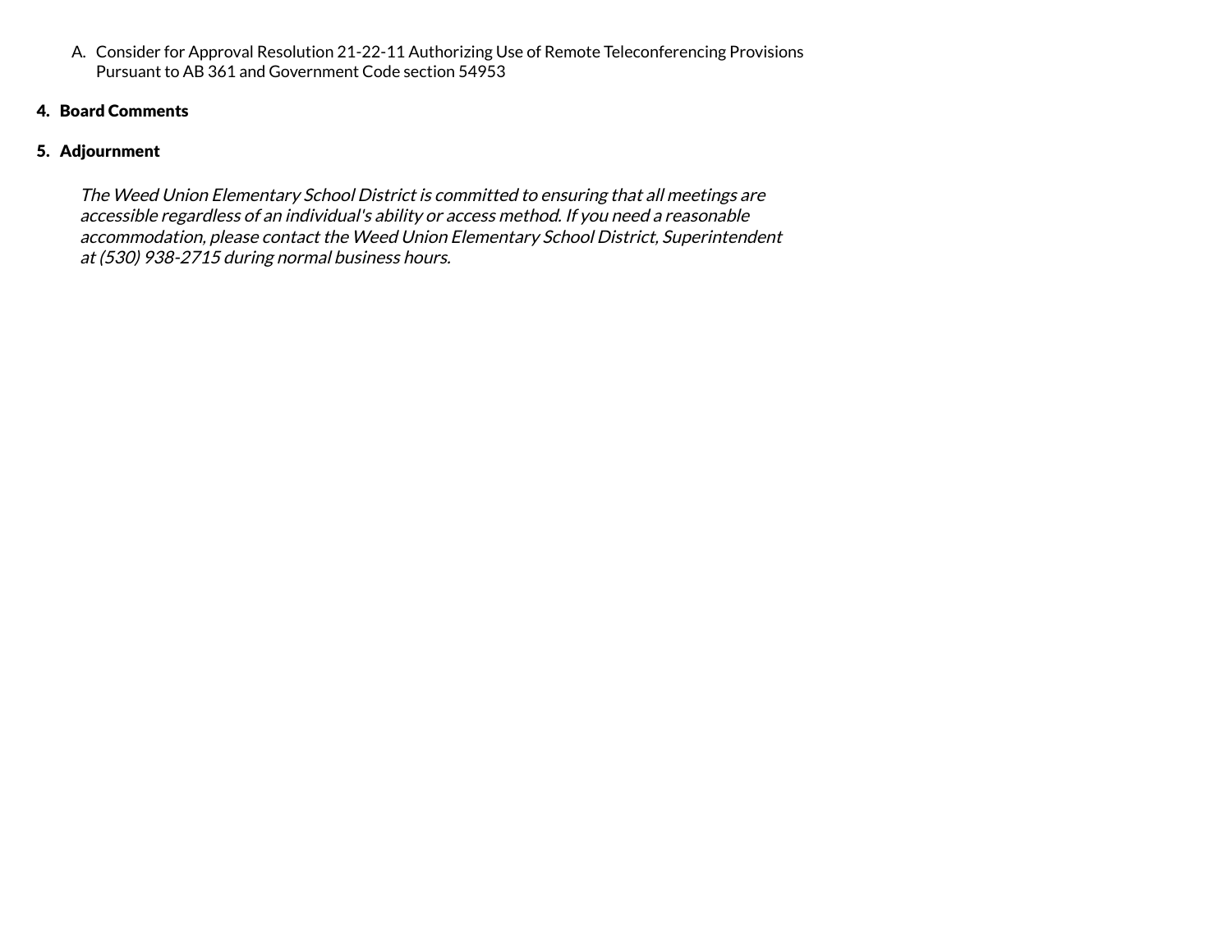A. Consider for Approval Resolution 21-22-11 Authorizing Use of Remote Teleconferencing Provisions Pursuant to AB 361 and Government Code section 54953

4. **Board Comments**

5. **Adjournment**

*The Weed Union Elementary School District is committed to ensuring that all meetings are accessible regardless of an individual's ability or access method. If you need a reasonable accommodation, please contact the Weed Union Elementary School District, Superintendent at (530) 938-2715 during normal business hours.*